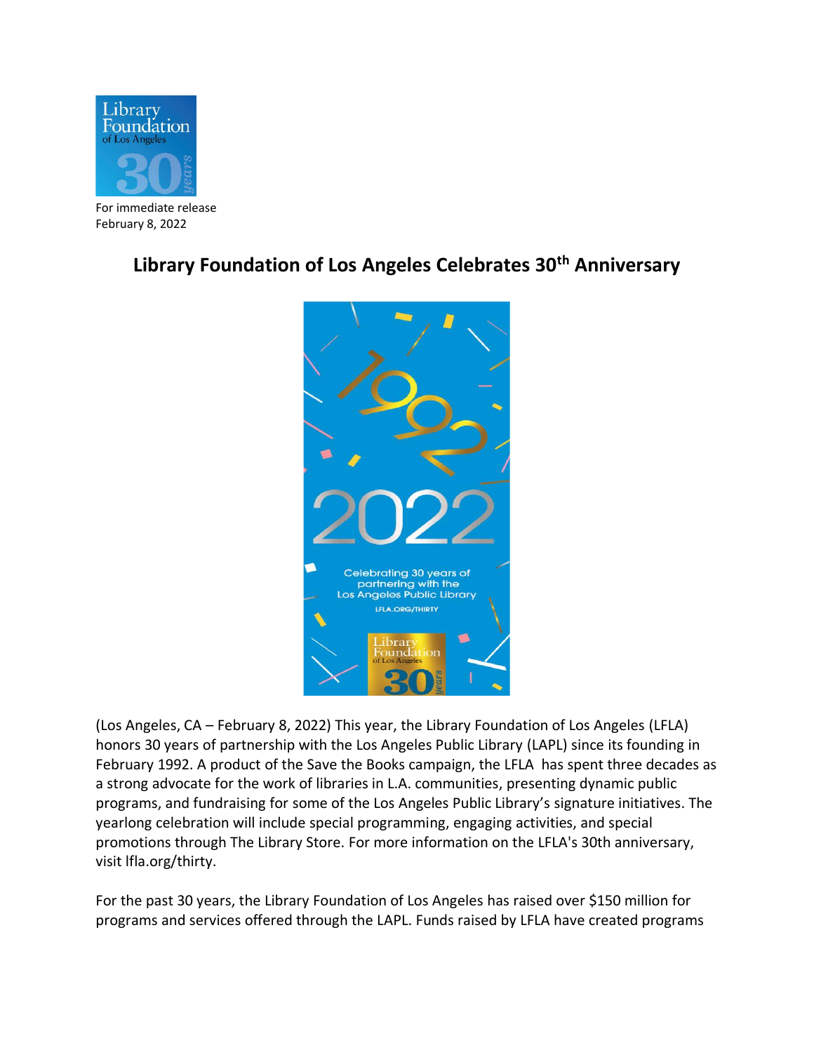For immediate release
February 8, 2022

# Library Foundation of Los Angeles Celebrates 30th Anniversary

(Los Angeles, CA – February 8, 2022) This year, the Library Foundation of Los Angeles (LFLA) honors 30 years of partnership with the Los Angeles Public Library (LAPL) since its founding in February 1992. A product of the Save the Books campaign, the LFLA has spent three decades as a strong advocate for the work of libraries in L.A. communities, presenting dynamic public programs, and fundraising for some of the Los Angeles Public Library's signature initiatives. The yearlong celebration will include special programming, engaging activities, and special promotions through The Library Store. For more information on the LFLA's 30th anniversary, visit lfla.org/thirty.

For the past 30 years, the Library Foundation of Los Angeles has raised over $150 million for programs and services offered through the LAPL. Funds raised by LFLA have created programs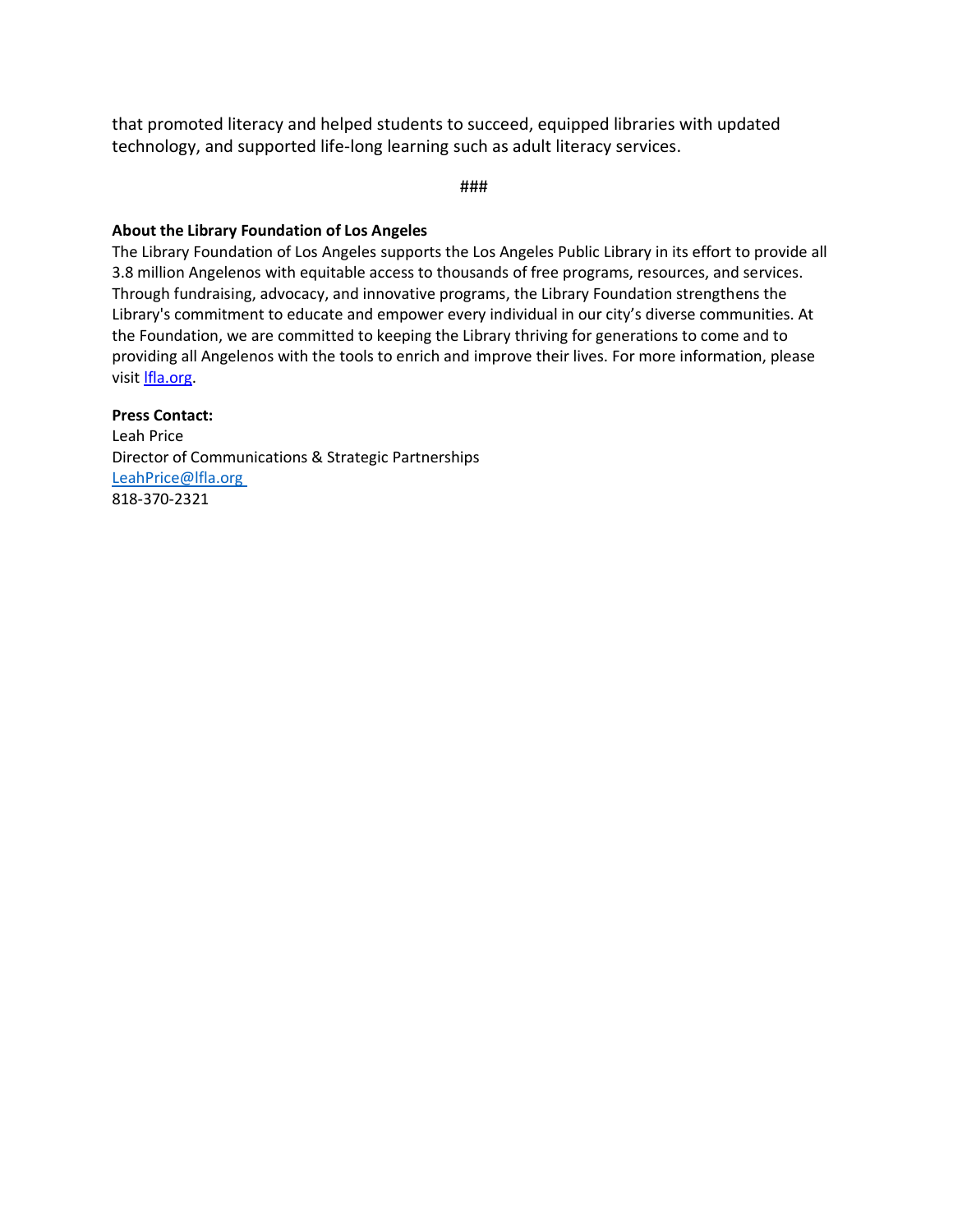that promoted literacy and helped students to succeed, equipped libraries with updated technology, and supported life-long learning such as adult literacy services.

###

**About the Library Foundation of Los Angeles**
The Library Foundation of Los Angeles supports the Los Angeles Public Library in its effort to provide all 3.8 million Angelenos with equitable access to thousands of free programs, resources, and services. Through fundraising, advocacy, and innovative programs, the Library Foundation strengthens the Library's commitment to educate and empower every individual in our city's diverse communities. At the Foundation, we are committed to keeping the Library thriving for generations to come and to providing all Angelenos with the tools to enrich and improve their lives. For more information, please visit lfla.org.

**Press Contact:**
Leah Price
Director of Communications & Strategic Partnerships
LeahPrice@lfla.org
818-370-2321